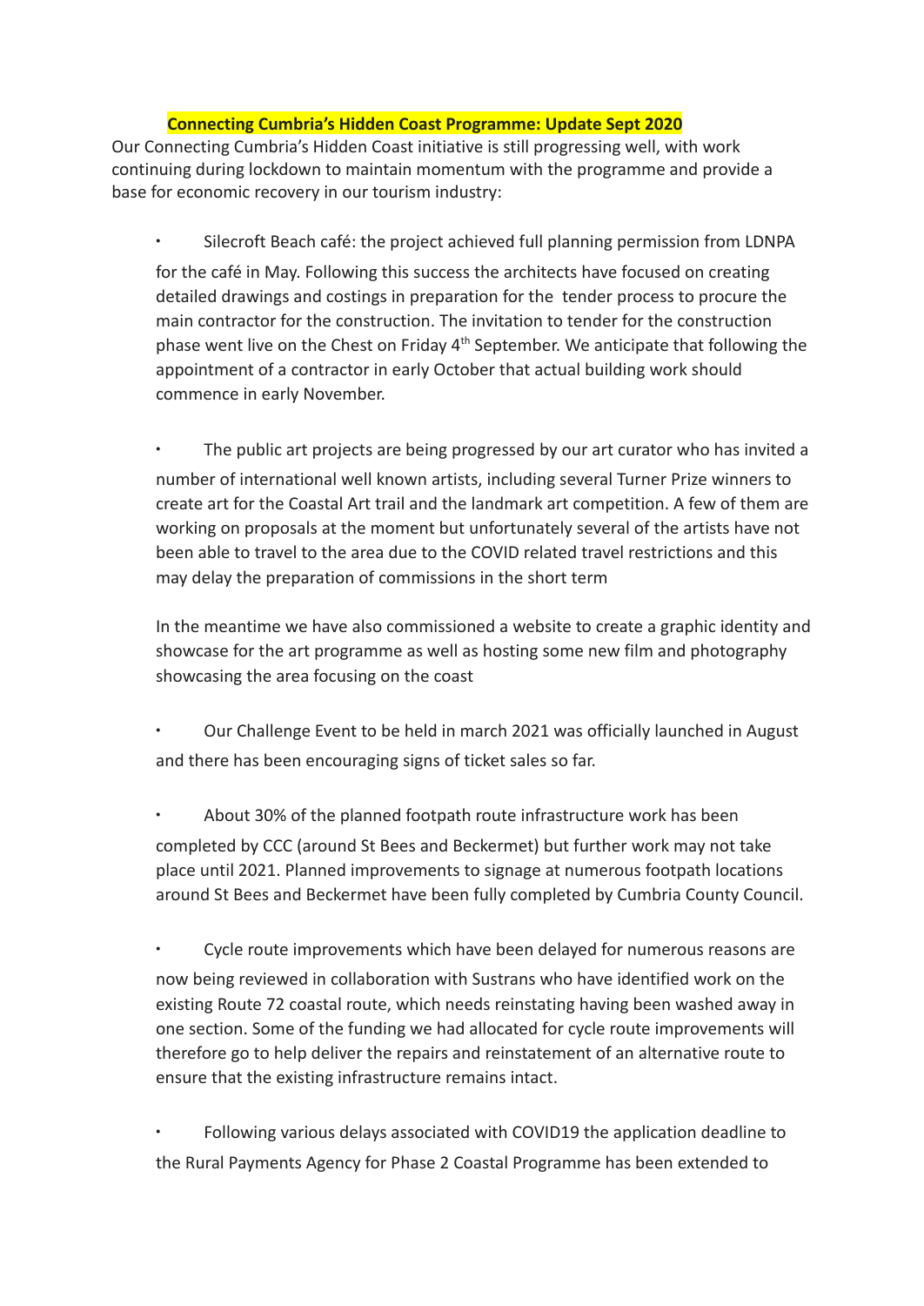**Connecting Cumbria's Hidden Coast Programme: Update Sept 2020**

Our Connecting Cumbria's Hidden Coast initiative is still progressing well, with work continuing during lockdown to maintain momentum with the programme and provide a base for economic recovery in our tourism industry:

- Silecroft Beach café: the project achieved full planning permission from LDNPA for the café in May. Following this success the architects have focused on creating detailed drawings and costings in preparation for the tender process to procure the main contractor for the construction. The invitation to tender for the construction phase went live on the Chest on Friday 4th September. We anticipate that following the appointment of a contractor in early October that actual building work should commence in early November.

- The public art projects are being progressed by our art curator who has invited a number of international well known artists, including several Turner Prize winners to create art for the Coastal Art trail and the landmark art competition. A few of them are working on proposals at the moment but unfortunately several of the artists have not been able to travel to the area due to the COVID related travel restrictions and this may delay the preparation of commissions in the short term

  In the meantime we have also commissioned a website to create a graphic identity and showcase for the art programme as well as hosting some new film and photography showcasing the area focusing on the coast

- Our Challenge Event to be held in march 2021 was officially launched in August and there has been encouraging signs of ticket sales so far.

- About 30% of the planned footpath route infrastructure work has been completed by CCC (around St Bees and Beckermet) but further work may not take place until 2021. Planned improvements to signage at numerous footpath locations around St Bees and Beckermet have been fully completed by Cumbria County Council.

- Cycle route improvements which have been delayed for numerous reasons are now being reviewed in collaboration with Sustrans who have identified work on the existing Route 72 coastal route, which needs reinstating having been washed away in one section. Some of the funding we had allocated for cycle route improvements will therefore go to help deliver the repairs and reinstatement of an alternative route to ensure that the existing infrastructure remains intact.

- Following various delays associated with COVID19 the application deadline to the Rural Payments Agency for Phase 2 Coastal Programme has been extended to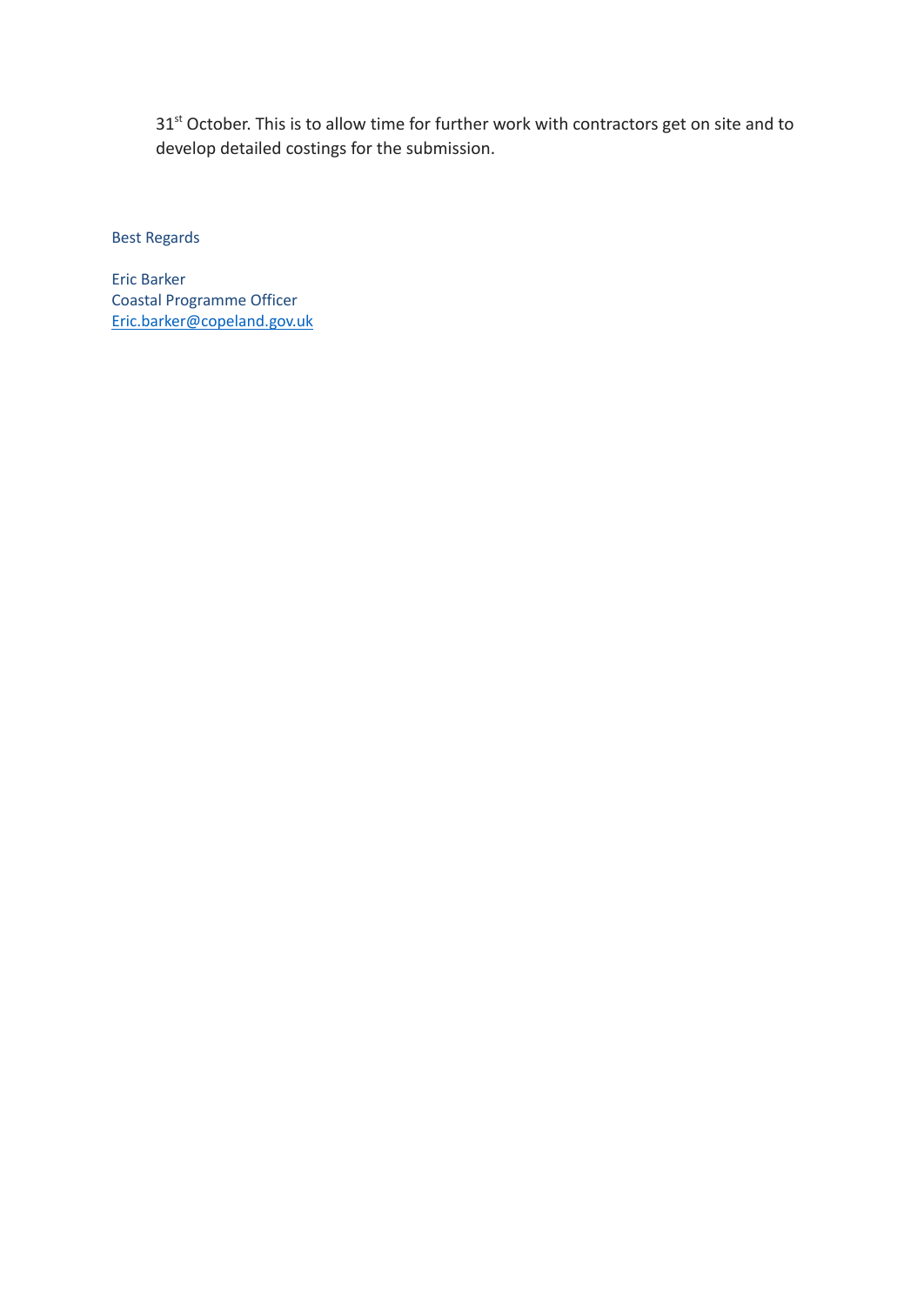31st October. This is to allow time for further work with contractors get on site and to develop detailed costings for the submission.

Best Regards

Eric Barker  
Coastal Programme Officer  
Eric.barker@copeland.gov.uk